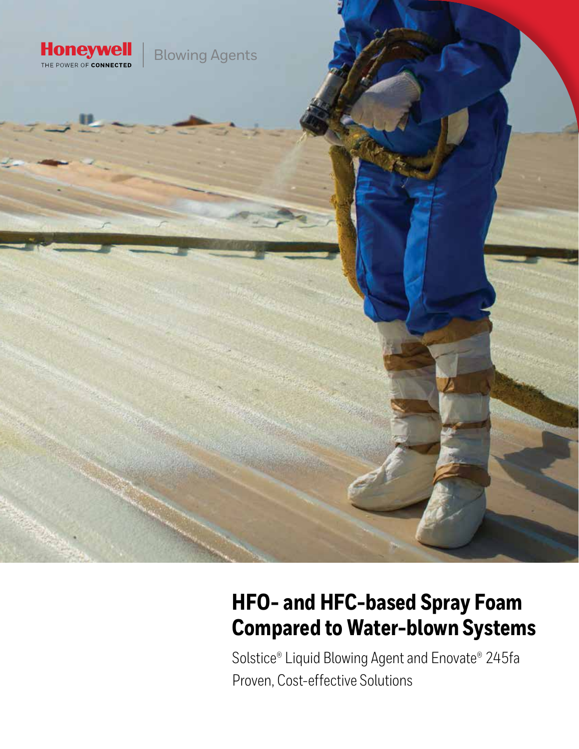Honeywell
THE POWER OF CONNECTED

Blowing Agents

# HFO- and HFC-based Spray Foam Compared to Water-blown Systems

Solstice® Liquid Blowing Agent and Enovate® 245fa

Proven, Cost-effective Solutions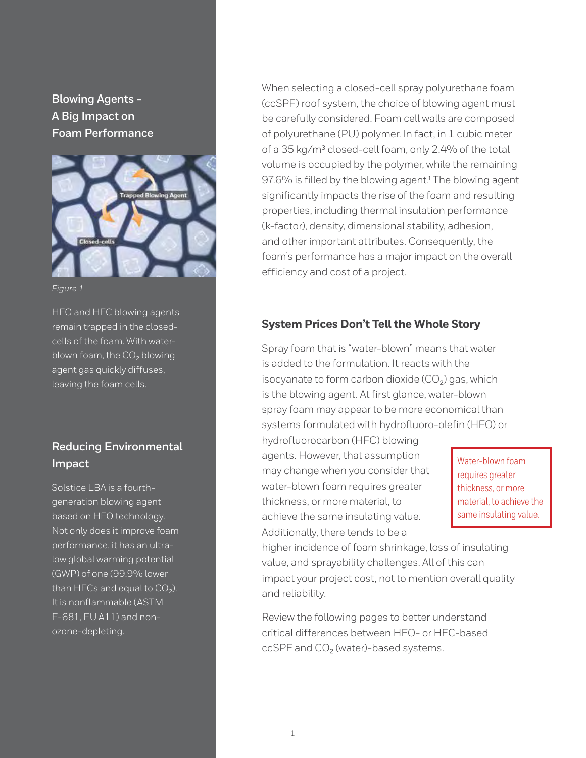## Blowing Agents - A Big Impact on Foam Performance

*Figure 1*

HFO and HFC blowing agents remain trapped in the closed-cells of the foam. With water-blown foam, the $CO_2$ blowing agent gas quickly diffuses, leaving the foam cells.

## Reducing Environmental Impact

Solstice LBA is a fourth-generation blowing agent based on HFO technology. Not only does it improve foam performance, it has an ultra-low global warming potential (GWP) of one (99.9% lower than HFCs and equal to $CO_2$). It is nonflammable (ASTM E-681, EU A11) and non-ozone-depleting.

When selecting a closed-cell spray polyurethane foam (ccSPF) roof system, the choice of blowing agent must be carefully considered. Foam cell walls are composed of polyurethane (PU) polymer. In fact, in 1 cubic meter of a 35 kg/m³ closed-cell foam, only 2.4% of the total volume is occupied by the polymer, while the remaining 97.6% is filled by the blowing agent.[1] The blowing agent significantly impacts the rise of the foam and resulting properties, including thermal insulation performance (k-factor), density, dimensional stability, adhesion, and other important attributes. Consequently, the foam's performance has a major impact on the overall efficiency and cost of a project.

### System Prices Don't Tell the Whole Story

Spray foam that is "water-blown" means that water is added to the formulation. It reacts with the isocyanate to form carbon dioxide ($CO_2$) gas, which is the blowing agent. At first glance, water-blown spray foam may appear to be more economical than systems formulated with hydrofluoro-olefin (HFO) or hydrofluorocarbon (HFC) blowing agents. However, that assumption may change when you consider that water-blown foam requires greater thickness, or more material, to achieve the same insulating value. Additionally, there tends to be a higher incidence of foam shrinkage, loss of insulating value, and sprayability challenges. All of this can impact your project cost, not to mention overall quality and reliability.

> Water-blown foam requires greater thickness, or more material, to achieve the same insulating value.

Review the following pages to better understand critical differences between HFO- or HFC-based ccSPF and $CO_2$ (water)-based systems.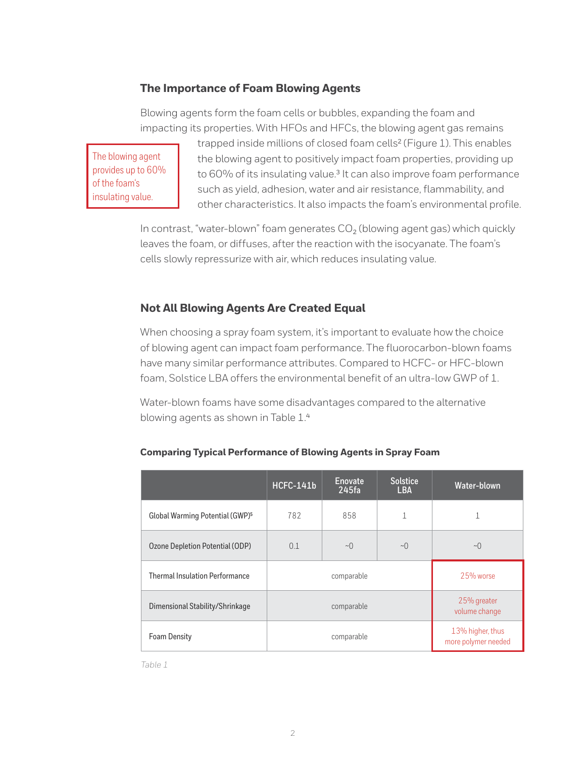### The Importance of Foam Blowing Agents

Blowing agents form the foam cells or bubbles, expanding the foam and impacting its properties. With HFOs and HFCs, the blowing agent gas remains trapped inside millions of closed foam cells[2] (Figure 1). This enables the blowing agent to positively impact foam properties, providing up to 60% of its insulating value.[3] It can also improve foam performance such as yield, adhesion, water and air resistance, flammability, and other characteristics. It also impacts the foam's environmental profile.

The blowing agent provides up to 60% of the foam's insulating value.

In contrast, "water-blown" foam generates $CO_2$ (blowing agent gas) which quickly leaves the foam, or diffuses, after the reaction with the isocyanate. The foam's cells slowly repressurize with air, which reduces insulating value.

### Not All Blowing Agents Are Created Equal

When choosing a spray foam system, it's important to evaluate how the choice of blowing agent can impact foam performance. The fluorocarbon-blown foams have many similar performance attributes. Compared to HCFC- or HFC-blown foam, Solstice LBA offers the environmental benefit of an ultra-low GWP of 1.

Water-blown foams have some disadvantages compared to the alternative blowing agents as shown in Table 1.[4]

**Comparing Typical Performance of Blowing Agents in Spray Foam**

| | HCFC-141b | Enovate 245fa | Solstice LBA | Water-blown |
|---|---|---|---|---|
| Global Warming Potential (GWP)[5] | 782 | 858 | 1 | 1 |
| Ozone Depletion Potential (ODP) | 0.1 | ~0 | ~0 | ~0 |
| Thermal Insulation Performance | comparable | | | 25% worse |
| Dimensional Stability/Shrinkage | comparable | | | 25% greater volume change |
| Foam Density | comparable | | | 13% higher, thus more polymer needed |

*Table 1*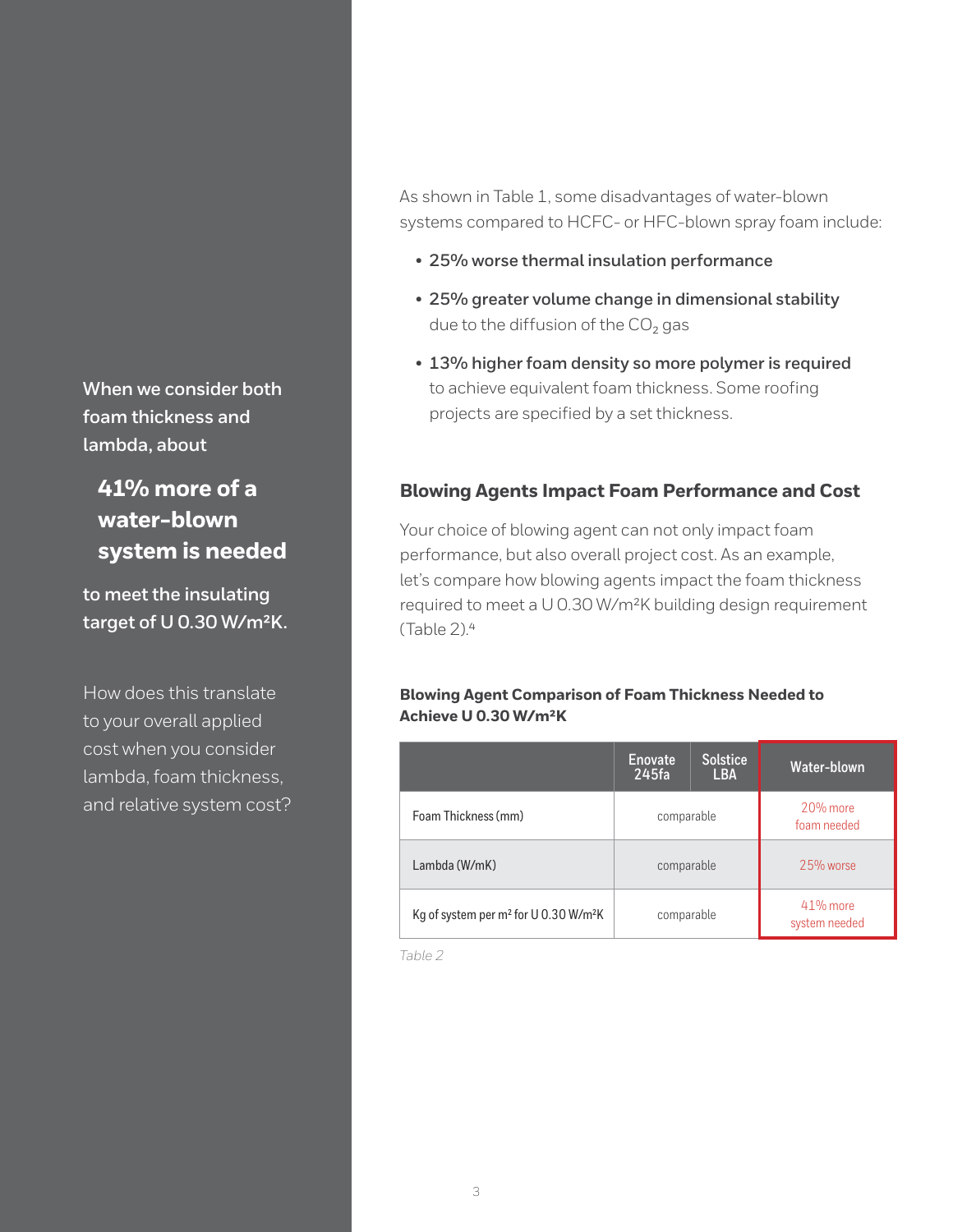When we consider both foam thickness and lambda, about

**41% more of a water-blown system is needed**

to meet the insulating target of U 0.30 W/m²K.

How does this translate to your overall applied cost when you consider lambda, foam thickness, and relative system cost?

As shown in Table 1, some disadvantages of water-blown systems compared to HCFC- or HFC-blown spray foam include:

- **25% worse thermal insulation performance**
- **25% greater volume change in dimensional stability** due to the diffusion of the $CO_2$ gas
- **13% higher foam density so more polymer is required** to achieve equivalent foam thickness. Some roofing projects are specified by a set thickness.

## Blowing Agents Impact Foam Performance and Cost

Your choice of blowing agent can not only impact foam performance, but also overall project cost. As an example, let's compare how blowing agents impact the foam thickness required to meet a U 0.30 W/m²K building design requirement (Table 2).[4]

**Blowing Agent Comparison of Foam Thickness Needed to Achieve U 0.30 W/m²K**

| | Enovate 245fa | Solstice LBA | Water-blown |
|---|---|---|---|
| Foam Thickness (mm) | comparable | | 20% more foam needed |
| Lambda (W/mK) | comparable | | 25% worse |
| Kg of system per m² for U 0.30 W/m²K | comparable | | 41% more system needed |

*Table 2*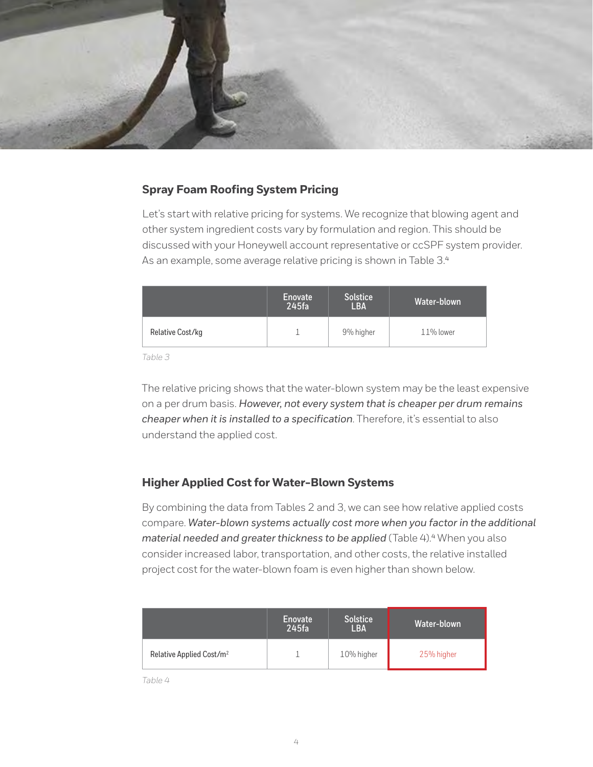## Spray Foam Roofing System Pricing

Let's start with relative pricing for systems. We recognize that blowing agent and other system ingredient costs vary by formulation and region. This should be discussed with your Honeywell account representative or ccSPF system provider. As an example, some average relative pricing is shown in Table 3.[4]

| | Enovate 245fa | Solstice LBA | Water-blown |
|---|---|---|---|
| Relative Cost/kg | 1 | 9% higher | 11% lower |

*Table 3*

The relative pricing shows that the water-blown system may be the least expensive on a per drum basis. *However, not every system that is cheaper per drum remains cheaper when it is installed to a specification*. Therefore, it's essential to also understand the applied cost.

## Higher Applied Cost for Water-Blown Systems

By combining the data from Tables 2 and 3, we can see how relative applied costs compare. *Water-blown systems actually cost more when you factor in the additional material needed and greater thickness to be applied* (Table 4).[4] When you also consider increased labor, transportation, and other costs, the relative installed project cost for the water-blown foam is even higher than shown below.

| | Enovate 245fa | Solstice LBA | Water-blown |
|---|---|---|---|
| Relative Applied Cost/$m^2$ | 1 | 10% higher | 25% higher |

*Table 4*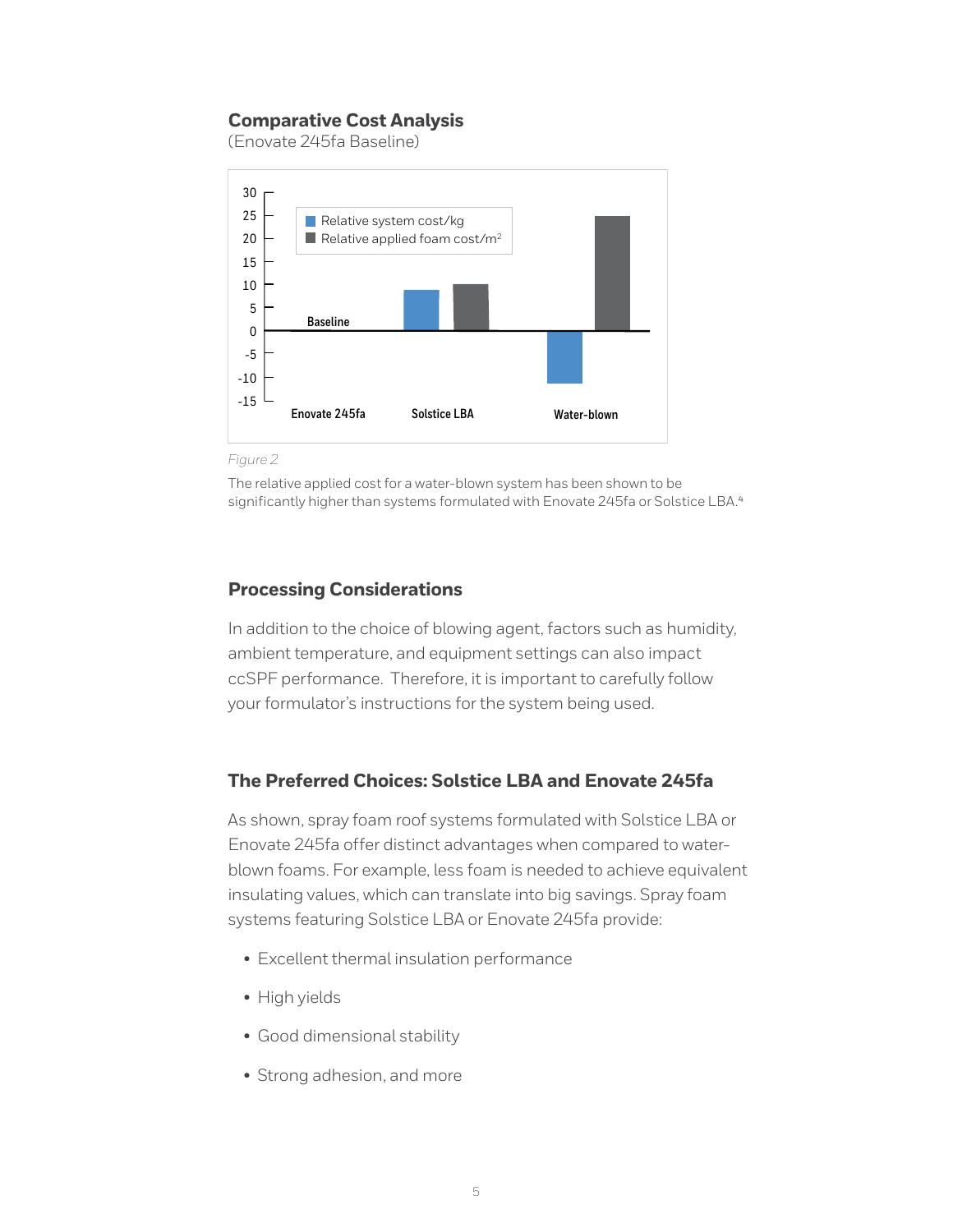### Comparative Cost Analysis

(Enovate 245fa Baseline)

*Figure 2*

The relative applied cost for a water-blown system has been shown to be significantly higher than systems formulated with Enovate 245fa or Solstice LBA.[4]

### Processing Considerations

In addition to the choice of blowing agent, factors such as humidity, ambient temperature, and equipment settings can also impact ccSPF performance. Therefore, it is important to carefully follow your formulator's instructions for the system being used.

### The Preferred Choices: Solstice LBA and Enovate 245fa

As shown, spray foam roof systems formulated with Solstice LBA or Enovate 245fa offer distinct advantages when compared to water-blown foams. For example, less foam is needed to achieve equivalent insulating values, which can translate into big savings. Spray foam systems featuring Solstice LBA or Enovate 245fa provide:

- Excellent thermal insulation performance
- High yields
- Good dimensional stability
- Strong adhesion, and more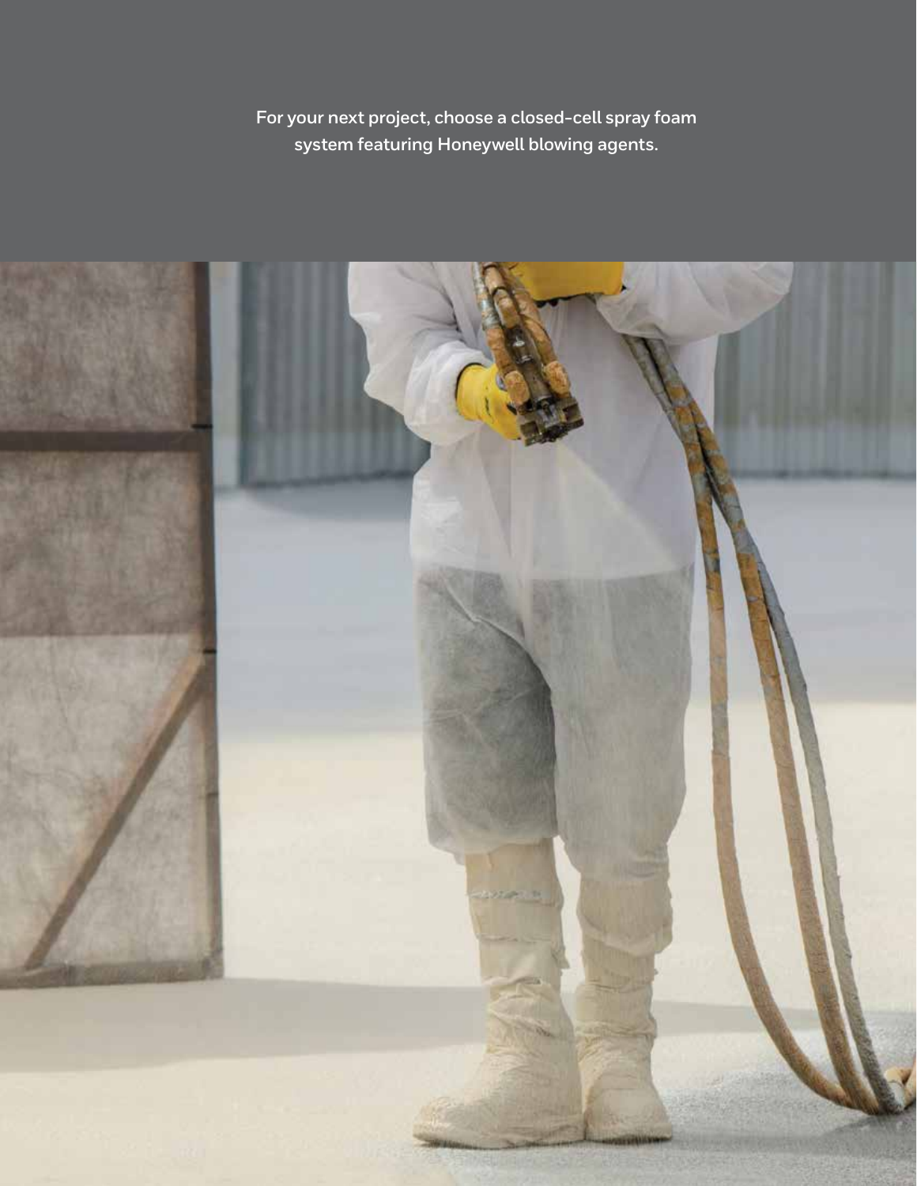For your next project, choose a closed-cell spray foam system featuring Honeywell blowing agents.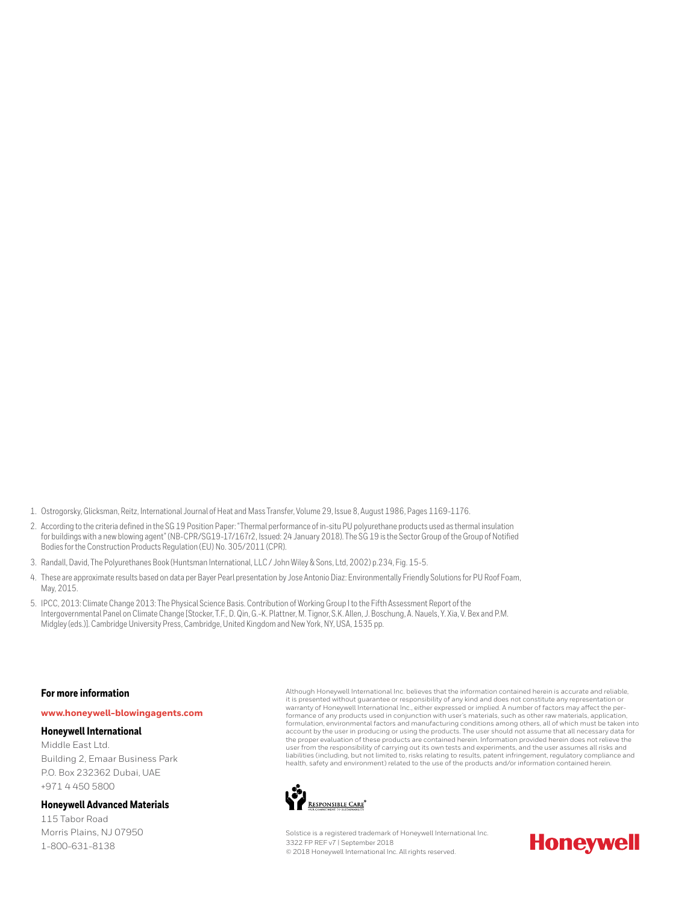1. Ostrogorsky, Glicksman, Reitz, International Journal of Heat and Mass Transfer, Volume 29, Issue 8, August 1986, Pages 1169-1176.
2. According to the criteria defined in the SG 19 Position Paper: "Thermal performance of in-situ PU polyurethane products used as thermal insulation for buildings with a new blowing agent" (NB-CPR/SG19-17/167r2, Issued: 24 January 2018). The SG 19 is the Sector Group of the Group of Notified Bodies for the Construction Products Regulation (EU) No. 305/2011 (CPR).
3. Randall, David, The Polyurethanes Book (Huntsman International, LLC / John Wiley & Sons, Ltd, 2002) p.234, Fig. 15-5.
4. These are approximate results based on data per Bayer Pearl presentation by Jose Antonio Diaz: Environmentally Friendly Solutions for PU Roof Foam, May, 2015.
5. IPCC, 2013: Climate Change 2013: The Physical Science Basis. Contribution of Working Group I to the Fifth Assessment Report of the Intergovernmental Panel on Climate Change [Stocker, T.F., D. Qin, G.-K. Plattner, M. Tignor, S.K. Allen, J. Boschung, A. Nauels, Y. Xia, V. Bex and P.M. Midgley (eds.)]. Cambridge University Press, Cambridge, United Kingdom and New York, NY, USA, 1535 pp.

**For more information**

**www.honeywell-blowingagents.com**

**Honeywell International**

Middle East Ltd.
Building 2, Emaar Business Park
P.O. Box 232362 Dubai, UAE
+971 4 450 5800

**Honeywell Advanced Materials**

115 Tabor Road
Morris Plains, NJ 07950
1-800-631-8138

Although Honeywell International Inc. believes that the information contained herein is accurate and reliable, it is presented without guarantee or responsibility of any kind and does not constitute any representation or warranty of Honeywell International Inc., either expressed or implied. A number of factors may affect the performance of any products used in conjunction with user's materials, such as other raw materials, application, formulation, environmental factors and manufacturing conditions among others, all of which must be taken into account by the user in producing or using the products. The user should not assume that all necessary data for the proper evaluation of these products are contained herein. Information provided herein does not relieve the user from the responsibility of carrying out its own tests and experiments, and the user assumes all risks and liabilities (including, but not limited to, risks relating to results, patent infringement, regulatory compliance and health, safety and environment) related to the use of the products and/or information contained herein.

Responsible Care®

Solstice is a registered trademark of Honeywell International Inc.
3322 FP REF v7 | September 2018
© 2018 Honeywell International Inc. All rights reserved.

Honeywell